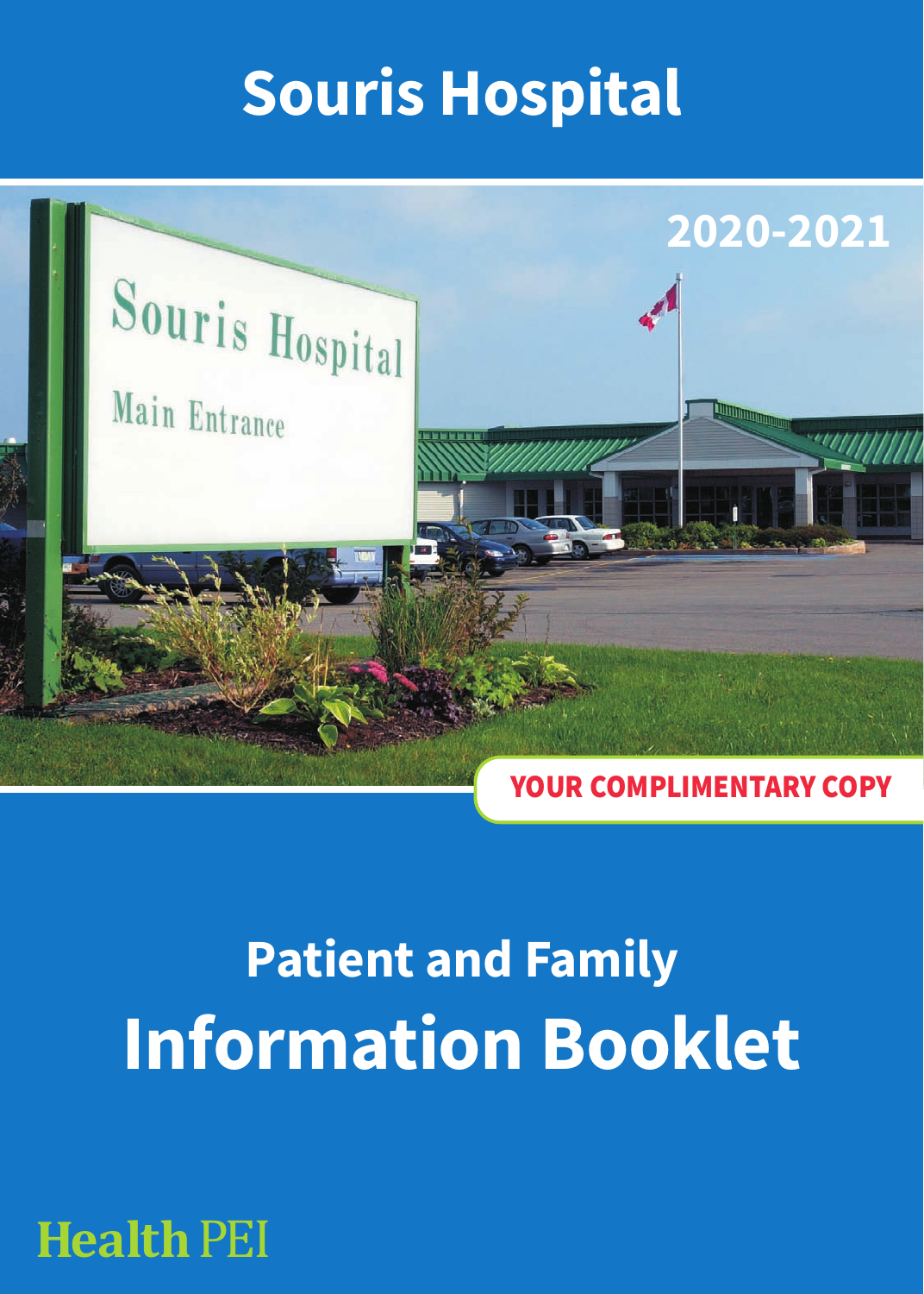# Souris Hospital

2020-2021

YOUR COMPLIMENTARY COPY

## Patient and Family

# Information Booklet

Health PEI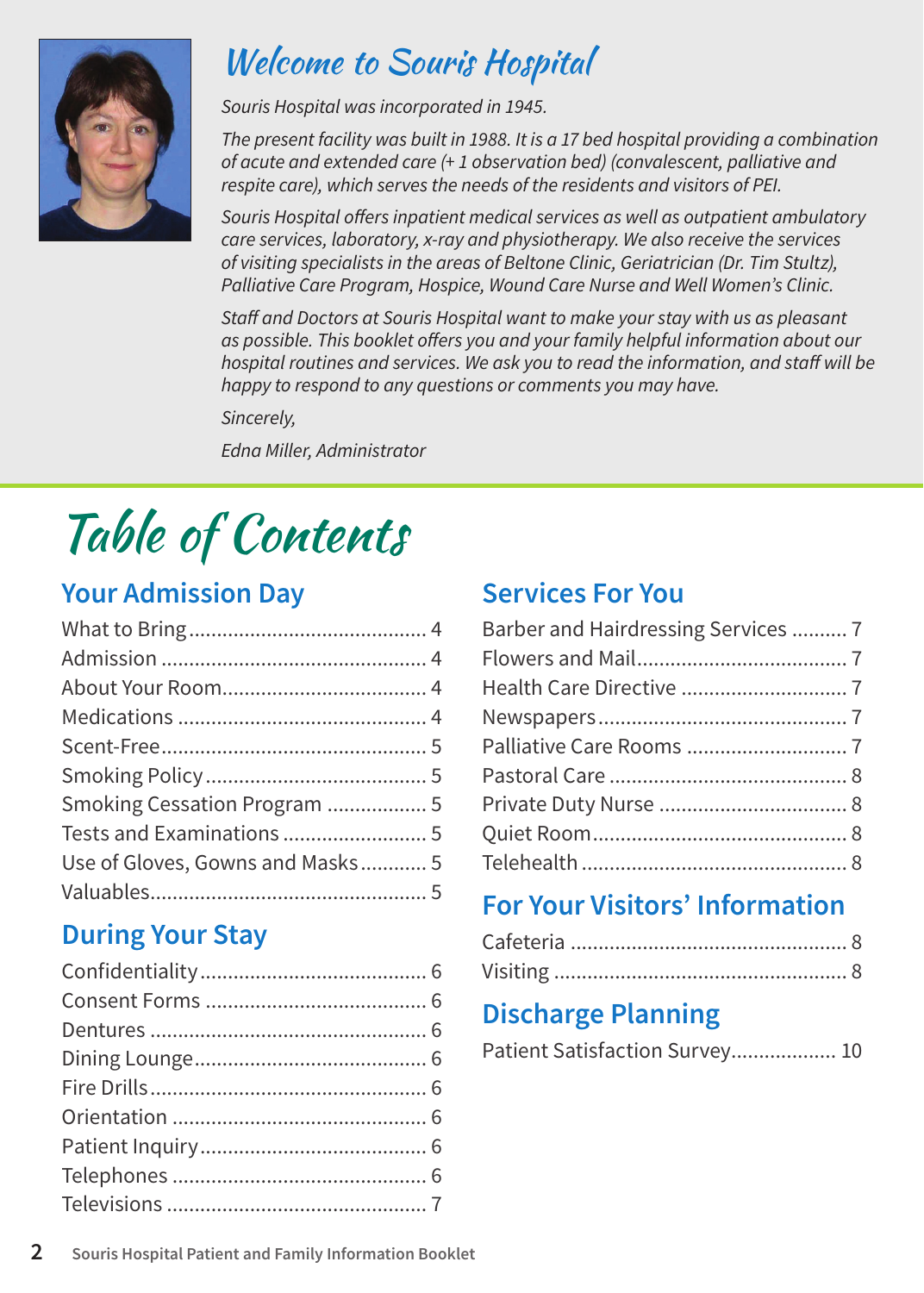# Welcome to Souris Hospital

*Souris Hospital was incorporated in 1945.*

*The present facility was built in 1988. It is a 17 bed hospital providing a combination of acute and extended care (+ 1 observation bed) (convalescent, palliative and respite care), which serves the needs of the residents and visitors of PEI.*

*Souris Hospital offers inpatient medical services as well as outpatient ambulatory care services, laboratory, x-ray and physiotherapy. We also receive the services of visiting specialists in the areas of Beltone Clinic, Geriatrician (Dr. Tim Stultz), Palliative Care Program, Hospice, Wound Care Nurse and Well Women's Clinic.*

*Staff and Doctors at Souris Hospital want to make your stay with us as pleasant as possible. This booklet offers you and your family helpful information about our hospital routines and services. We ask you to read the information, and staff will be happy to respond to any questions or comments you may have.*

*Sincerely,*

*Edna Miller, Administrator*

# Table of Contents

## Your Admission Day

- What to Bring .......... 4
- Admission .......... 4
- About Your Room .......... 4
- Medications .......... 4
- Scent-Free .......... 5
- Smoking Policy .......... 5
- Smoking Cessation Program .......... 5
- Tests and Examinations .......... 5
- Use of Gloves, Gowns and Masks .......... 5
- Valuables .......... 5

## During Your Stay

- Confidentiality .......... 6
- Consent Forms .......... 6
- Dentures .......... 6
- Dining Lounge .......... 6
- Fire Drills .......... 6
- Orientation .......... 6
- Patient Inquiry .......... 6
- Telephones .......... 6
- Televisions .......... 7

## Services For You

- Barber and Hairdressing Services .......... 7
- Flowers and Mail .......... 7
- Health Care Directive .......... 7
- Newspapers .......... 7
- Palliative Care Rooms .......... 7
- Pastoral Care .......... 8
- Private Duty Nurse .......... 8
- Quiet Room .......... 8
- Telehealth .......... 8

## For Your Visitors' Information

- Cafeteria .......... 8
- Visiting .......... 8

## Discharge Planning

- Patient Satisfaction Survey .......... 10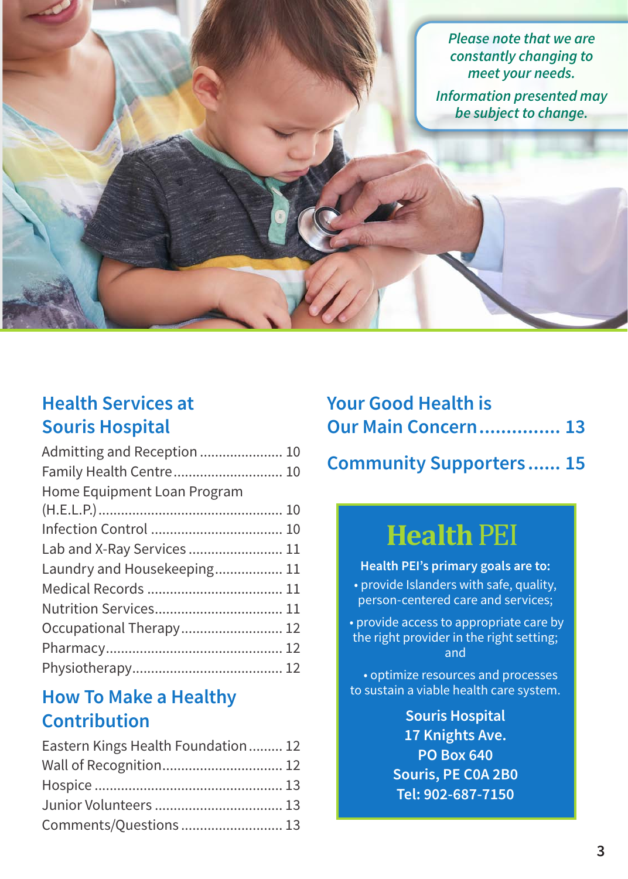*Please note that we are constantly changing to meet your needs.*

*Information presented may be subject to change.*

## Health Services at Souris Hospital

Admitting and Reception ...................... 10
Family Health Centre ............................ 10
Home Equipment Loan Program (H.E.L.P.) ................................................ 10
Infection Control .................................. 10
Lab and X-Ray Services ........................ 11
Laundry and Housekeeping .................. 11
Medical Records ................................... 11
Nutrition Services ................................. 11
Occupational Therapy .......................... 12
Pharmacy .............................................. 12
Physiotherapy ....................................... 12

## How To Make a Healthy Contribution

Eastern Kings Health Foundation ......... 12
Wall of Recognition ............................... 12
Hospice ................................................. 13
Junior Volunteers ................................. 13
Comments/Questions ........................... 13

## Your Good Health is Our Main Concern ............... 13

## Community Supporters ...... 15

## Health PEI

**Health PEI's primary goals are to:**

- provide Islanders with safe, quality, person-centered care and services;
- provide access to appropriate care by the right provider in the right setting; and
- optimize resources and processes to sustain a viable health care system.

**Souris Hospital**
**17 Knights Ave.**
**PO Box 640**
**Souris, PE C0A 2B0**
**Tel: 902-687-7150**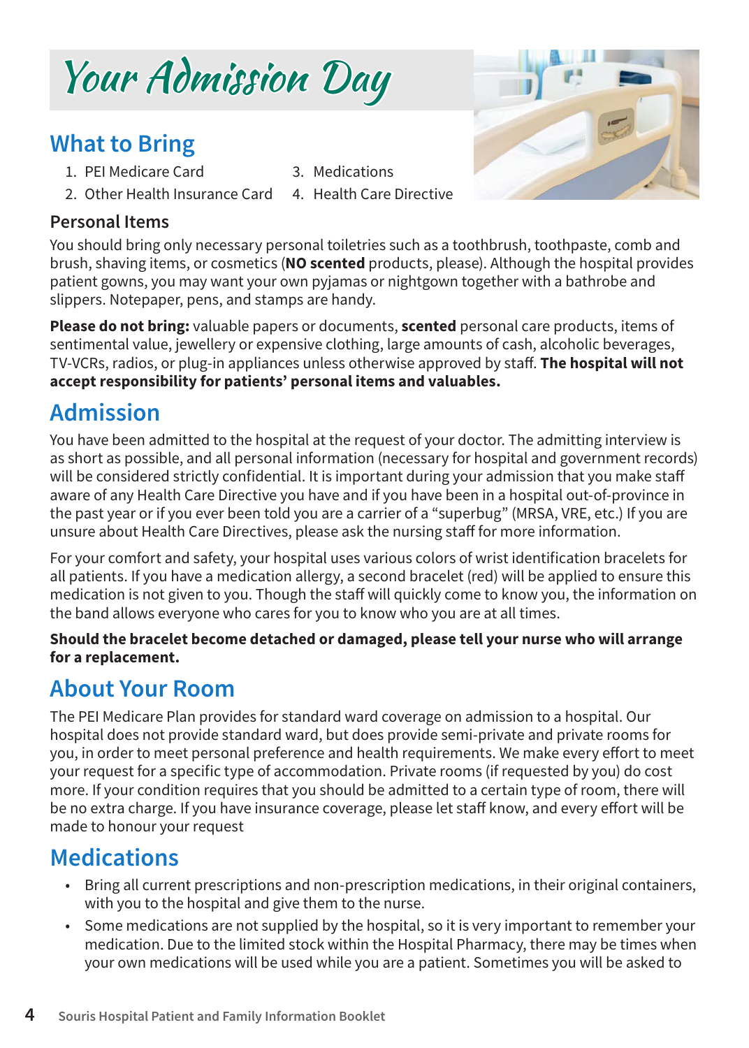# Your Admission Day

## What to Bring

1. PEI Medicare Card
2. Other Health Insurance Card
3. Medications
4. Health Care Directive

### Personal Items

You should bring only necessary personal toiletries such as a toothbrush, toothpaste, comb and brush, shaving items, or cosmetics (**NO scented** products, please). Although the hospital provides patient gowns, you may want your own pyjamas or nightgown together with a bathrobe and slippers. Notepaper, pens, and stamps are handy.

**Please do not bring:** valuable papers or documents, **scented** personal care products, items of sentimental value, jewellery or expensive clothing, large amounts of cash, alcoholic beverages, TV-VCRs, radios, or plug-in appliances unless otherwise approved by staff. **The hospital will not accept responsibility for patients' personal items and valuables.**

## Admission

You have been admitted to the hospital at the request of your doctor. The admitting interview is as short as possible, and all personal information (necessary for hospital and government records) will be considered strictly confidential. It is important during your admission that you make staff aware of any Health Care Directive you have and if you have been in a hospital out-of-province in the past year or if you ever been told you are a carrier of a "superbug" (MRSA, VRE, etc.) If you are unsure about Health Care Directives, please ask the nursing staff for more information.

For your comfort and safety, your hospital uses various colors of wrist identification bracelets for all patients. If you have a medication allergy, a second bracelet (red) will be applied to ensure this medication is not given to you. Though the staff will quickly come to know you, the information on the band allows everyone who cares for you to know who you are at all times.

**Should the bracelet become detached or damaged, please tell your nurse who will arrange for a replacement.**

## About Your Room

The PEI Medicare Plan provides for standard ward coverage on admission to a hospital. Our hospital does not provide standard ward, but does provide semi-private and private rooms for you, in order to meet personal preference and health requirements. We make every effort to meet your request for a specific type of accommodation. Private rooms (if requested by you) do cost more. If your condition requires that you should be admitted to a certain type of room, there will be no extra charge. If you have insurance coverage, please let staff know, and every effort will be made to honour your request

## Medications

- Bring all current prescriptions and non-prescription medications, in their original containers, with you to the hospital and give them to the nurse.
- Some medications are not supplied by the hospital, so it is very important to remember your medication. Due to the limited stock within the Hospital Pharmacy, there may be times when your own medications will be used while you are a patient. Sometimes you will be asked to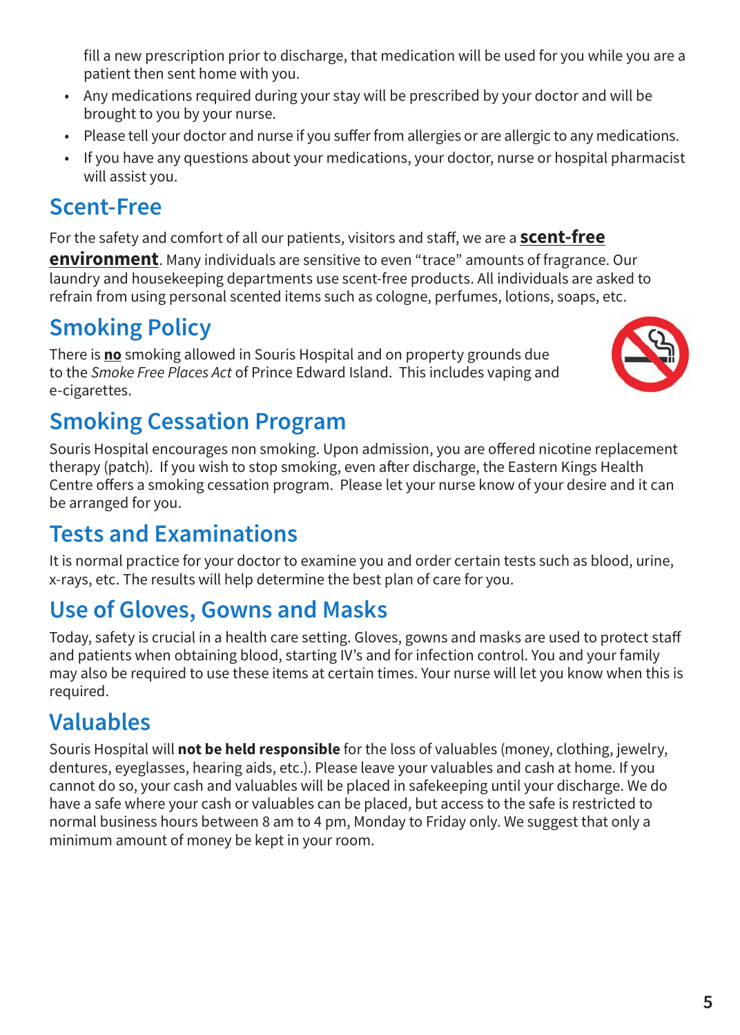fill a new prescription prior to discharge, that medication will be used for you while you are a patient then sent home with you.

- Any medications required during your stay will be prescribed by your doctor and will be brought to you by your nurse.
- Please tell your doctor and nurse if you suffer from allergies or are allergic to any medications.
- If you have any questions about your medications, your doctor, nurse or hospital pharmacist will assist you.

## Scent-Free

For the safety and comfort of all our patients, visitors and staff, we are a **scent-free environment**. Many individuals are sensitive to even "trace" amounts of fragrance. Our laundry and housekeeping departments use scent-free products. All individuals are asked to refrain from using personal scented items such as cologne, perfumes, lotions, soaps, etc.

## Smoking Policy

There is **no** smoking allowed in Souris Hospital and on property grounds due to the *Smoke Free Places Act* of Prince Edward Island. This includes vaping and e-cigarettes.

## Smoking Cessation Program

Souris Hospital encourages non smoking. Upon admission, you are offered nicotine replacement therapy (patch). If you wish to stop smoking, even after discharge, the Eastern Kings Health Centre offers a smoking cessation program. Please let your nurse know of your desire and it can be arranged for you.

## Tests and Examinations

It is normal practice for your doctor to examine you and order certain tests such as blood, urine, x-rays, etc. The results will help determine the best plan of care for you.

## Use of Gloves, Gowns and Masks

Today, safety is crucial in a health care setting. Gloves, gowns and masks are used to protect staff and patients when obtaining blood, starting IV's and for infection control. You and your family may also be required to use these items at certain times. Your nurse will let you know when this is required.

## Valuables

Souris Hospital will **not be held responsible** for the loss of valuables (money, clothing, jewelry, dentures, eyeglasses, hearing aids, etc.). Please leave your valuables and cash at home. If you cannot do so, your cash and valuables will be placed in safekeeping until your discharge. We do have a safe where your cash or valuables can be placed, but access to the safe is restricted to normal business hours between 8 am to 4 pm, Monday to Friday only. We suggest that only a minimum amount of money be kept in your room.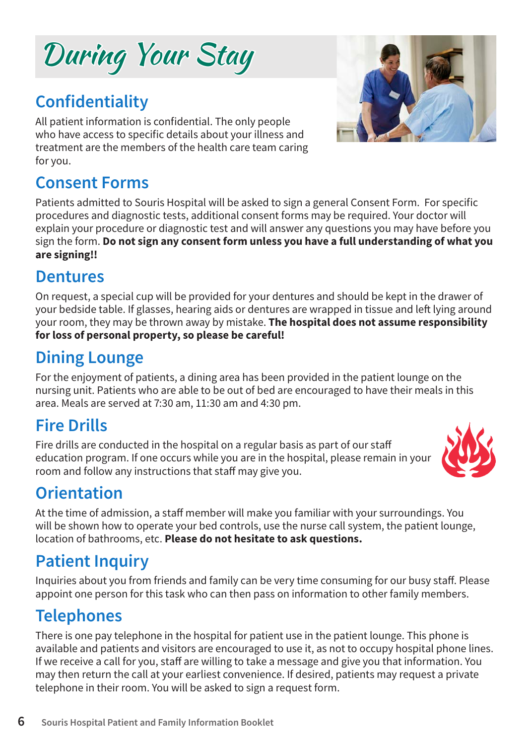# During Your Stay

## Confidentiality

All patient information is confidential. The only people who have access to specific details about your illness and treatment are the members of the health care team caring for you.

## Consent Forms

Patients admitted to Souris Hospital will be asked to sign a general Consent Form. For specific procedures and diagnostic tests, additional consent forms may be required. Your doctor will explain your procedure or diagnostic test and will answer any questions you may have before you sign the form. **Do not sign any consent form unless you have a full understanding of what you are signing!!**

## Dentures

On request, a special cup will be provided for your dentures and should be kept in the drawer of your bedside table. If glasses, hearing aids or dentures are wrapped in tissue and left lying around your room, they may be thrown away by mistake. **The hospital does not assume responsibility for loss of personal property, so please be careful!**

## Dining Lounge

For the enjoyment of patients, a dining area has been provided in the patient lounge on the nursing unit. Patients who are able to be out of bed are encouraged to have their meals in this area. Meals are served at 7:30 am, 11:30 am and 4:30 pm.

## Fire Drills

Fire drills are conducted in the hospital on a regular basis as part of our staff education program. If one occurs while you are in the hospital, please remain in your room and follow any instructions that staff may give you.

## Orientation

At the time of admission, a staff member will make you familiar with your surroundings. You will be shown how to operate your bed controls, use the nurse call system, the patient lounge, location of bathrooms, etc. **Please do not hesitate to ask questions.**

## Patient Inquiry

Inquiries about you from friends and family can be very time consuming for our busy staff. Please appoint one person for this task who can then pass on information to other family members.

## Telephones

There is one pay telephone in the hospital for patient use in the patient lounge. This phone is available and patients and visitors are encouraged to use it, as not to occupy hospital phone lines. If we receive a call for you, staff are willing to take a message and give you that information. You may then return the call at your earliest convenience. If desired, patients may request a private telephone in their room. You will be asked to sign a request form.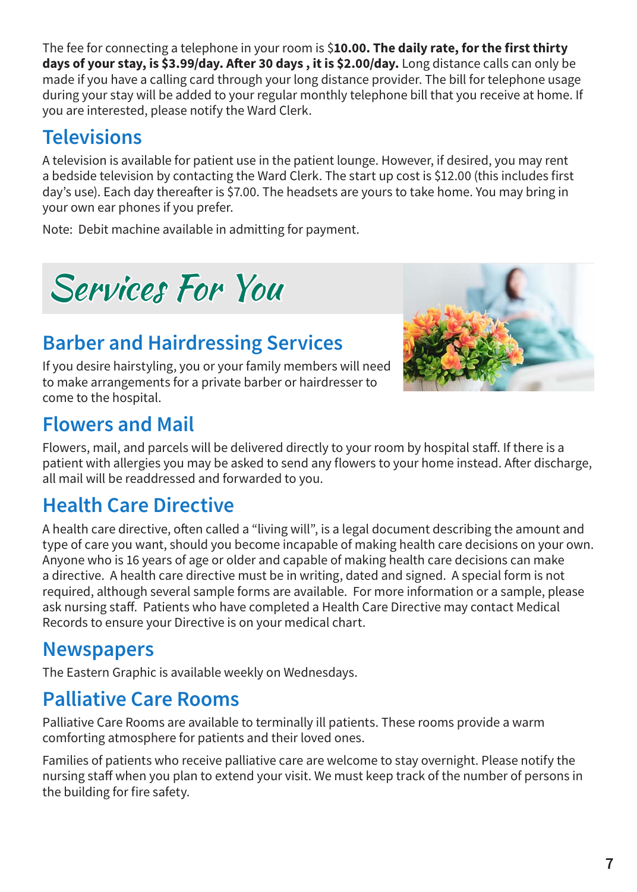The fee for connecting a telephone in your room is $**10.00. The daily rate, for the first thirty days of your stay, is $3.99/day. After 30 days , it is $2.00/day.** Long distance calls can only be made if you have a calling card through your long distance provider. The bill for telephone usage during your stay will be added to your regular monthly telephone bill that you receive at home. If you are interested, please notify the Ward Clerk.

## Televisions

A television is available for patient use in the patient lounge. However, if desired, you may rent a bedside television by contacting the Ward Clerk. The start up cost is $12.00 (this includes first day's use). Each day thereafter is $7.00. The headsets are yours to take home. You may bring in your own ear phones if you prefer.

Note: Debit machine available in admitting for payment.

# Services For You

## Barber and Hairdressing Services

If you desire hairstyling, you or your family members will need to make arrangements for a private barber or hairdresser to come to the hospital.

## Flowers and Mail

Flowers, mail, and parcels will be delivered directly to your room by hospital staff. If there is a patient with allergies you may be asked to send any flowers to your home instead. After discharge, all mail will be readdressed and forwarded to you.

## Health Care Directive

A health care directive, often called a "living will", is a legal document describing the amount and type of care you want, should you become incapable of making health care decisions on your own. Anyone who is 16 years of age or older and capable of making health care decisions can make a directive. A health care directive must be in writing, dated and signed. A special form is not required, although several sample forms are available. For more information or a sample, please ask nursing staff. Patients who have completed a Health Care Directive may contact Medical Records to ensure your Directive is on your medical chart.

## Newspapers

The Eastern Graphic is available weekly on Wednesdays.

## Palliative Care Rooms

Palliative Care Rooms are available to terminally ill patients. These rooms provide a warm comforting atmosphere for patients and their loved ones.

Families of patients who receive palliative care are welcome to stay overnight. Please notify the nursing staff when you plan to extend your visit. We must keep track of the number of persons in the building for fire safety.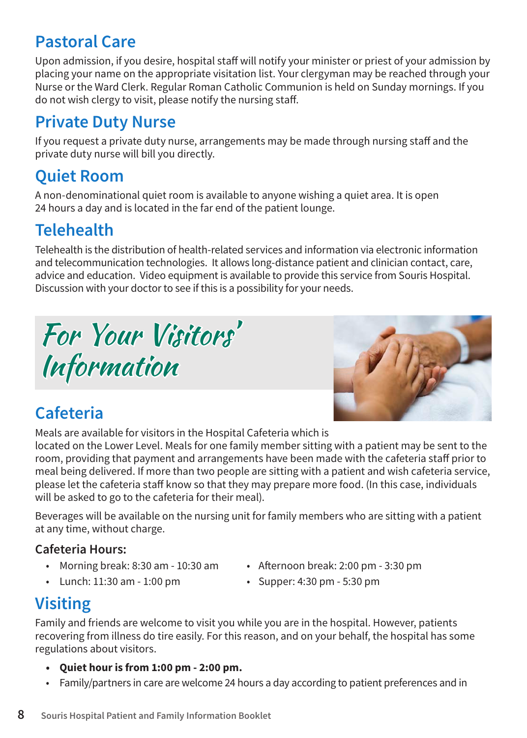## Pastoral Care

Upon admission, if you desire, hospital staff will notify your minister or priest of your admission by placing your name on the appropriate visitation list. Your clergyman may be reached through your Nurse or the Ward Clerk. Regular Roman Catholic Communion is held on Sunday mornings. If you do not wish clergy to visit, please notify the nursing staff.

## Private Duty Nurse

If you request a private duty nurse, arrangements may be made through nursing staff and the private duty nurse will bill you directly.

## Quiet Room

A non-denominational quiet room is available to anyone wishing a quiet area. It is open 24 hours a day and is located in the far end of the patient lounge.

## Telehealth

Telehealth is the distribution of health-related services and information via electronic information and telecommunication technologies. It allows long-distance patient and clinician contact, care, advice and education. Video equipment is available to provide this service from Souris Hospital. Discussion with your doctor to see if this is a possibility for your needs.

# *For Your Visitors' Information*

## Cafeteria

Meals are available for visitors in the Hospital Cafeteria which is located on the Lower Level. Meals for one family member sitting with a patient may be sent to the room, providing that payment and arrangements have been made with the cafeteria staff prior to meal being delivered. If more than two people are sitting with a patient and wish cafeteria service, please let the cafeteria staff know so that they may prepare more food. (In this case, individuals will be asked to go to the cafeteria for their meal).

Beverages will be available on the nursing unit for family members who are sitting with a patient at any time, without charge.

### Cafeteria Hours:

- Morning break: 8:30 am - 10:30 am
- Lunch: 11:30 am - 1:00 pm
- Afternoon break: 2:00 pm - 3:30 pm
- Supper: 4:30 pm - 5:30 pm

## Visiting

Family and friends are welcome to visit you while you are in the hospital. However, patients recovering from illness do tire easily. For this reason, and on your behalf, the hospital has some regulations about visitors.

- **Quiet hour is from 1:00 pm - 2:00 pm.**
- Family/partners in care are welcome 24 hours a day according to patient preferences and in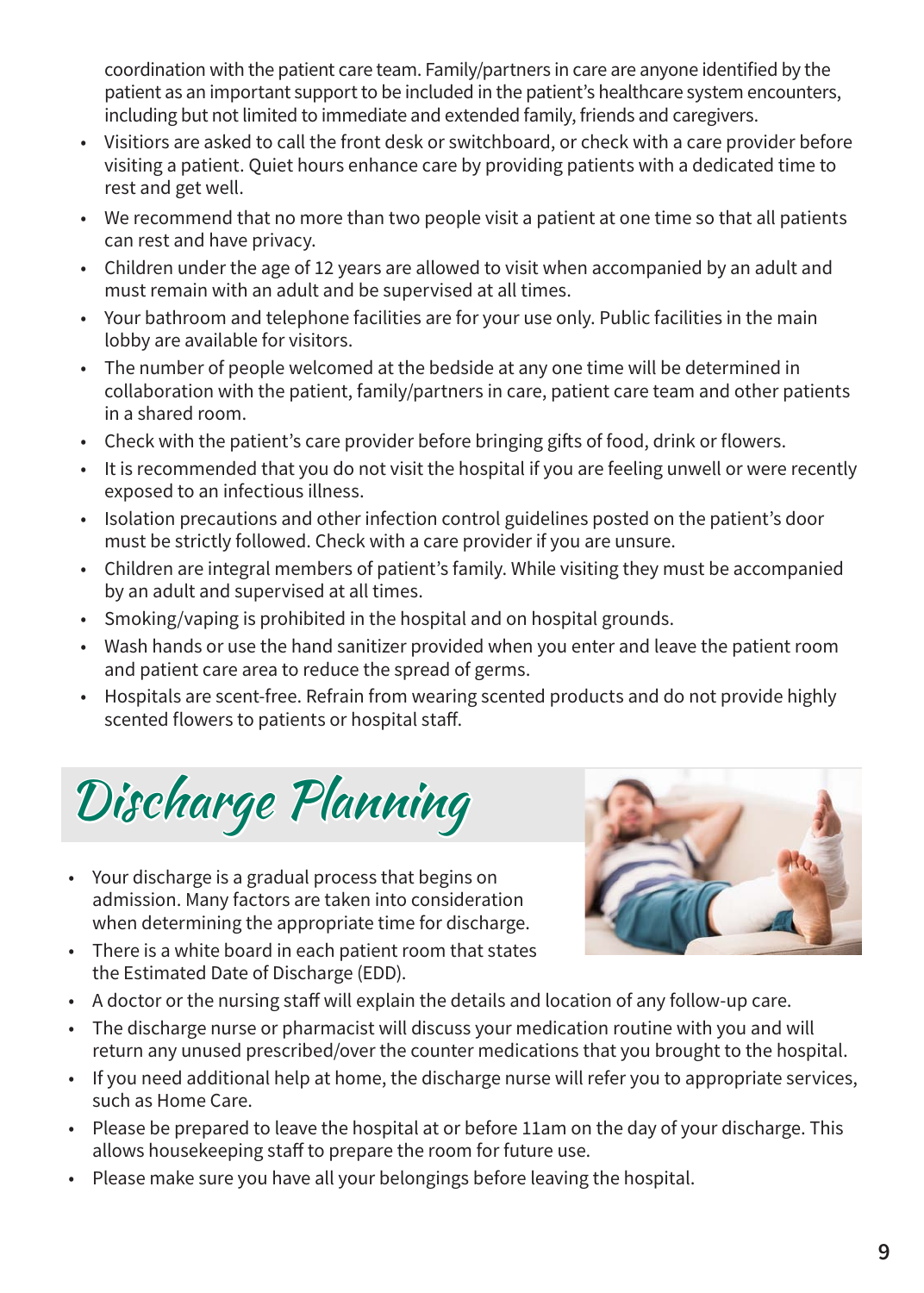coordination with the patient care team. Family/partners in care are anyone identified by the patient as an important support to be included in the patient's healthcare system encounters, including but not limited to immediate and extended family, friends and caregivers.

- Visitiors are asked to call the front desk or switchboard, or check with a care provider before visiting a patient. Quiet hours enhance care by providing patients with a dedicated time to rest and get well.
- We recommend that no more than two people visit a patient at one time so that all patients can rest and have privacy.
- Children under the age of 12 years are allowed to visit when accompanied by an adult and must remain with an adult and be supervised at all times.
- Your bathroom and telephone facilities are for your use only. Public facilities in the main lobby are available for visitors.
- The number of people welcomed at the bedside at any one time will be determined in collaboration with the patient, family/partners in care, patient care team and other patients in a shared room.
- Check with the patient's care provider before bringing gifts of food, drink or flowers.
- It is recommended that you do not visit the hospital if you are feeling unwell or were recently exposed to an infectious illness.
- Isolation precautions and other infection control guidelines posted on the patient's door must be strictly followed. Check with a care provider if you are unsure.
- Children are integral members of patient's family. While visiting they must be accompanied by an adult and supervised at all times.
- Smoking/vaping is prohibited in the hospital and on hospital grounds.
- Wash hands or use the hand sanitizer provided when you enter and leave the patient room and patient care area to reduce the spread of germs.
- Hospitals are scent-free. Refrain from wearing scented products and do not provide highly scented flowers to patients or hospital staff.

# Discharge Planning

- Your discharge is a gradual process that begins on admission. Many factors are taken into consideration when determining the appropriate time for discharge.
- There is a white board in each patient room that states the Estimated Date of Discharge (EDD).
- A doctor or the nursing staff will explain the details and location of any follow-up care.
- The discharge nurse or pharmacist will discuss your medication routine with you and will return any unused prescribed/over the counter medications that you brought to the hospital.
- If you need additional help at home, the discharge nurse will refer you to appropriate services, such as Home Care.
- Please be prepared to leave the hospital at or before 11am on the day of your discharge. This allows housekeeping staff to prepare the room for future use.
- Please make sure you have all your belongings before leaving the hospital.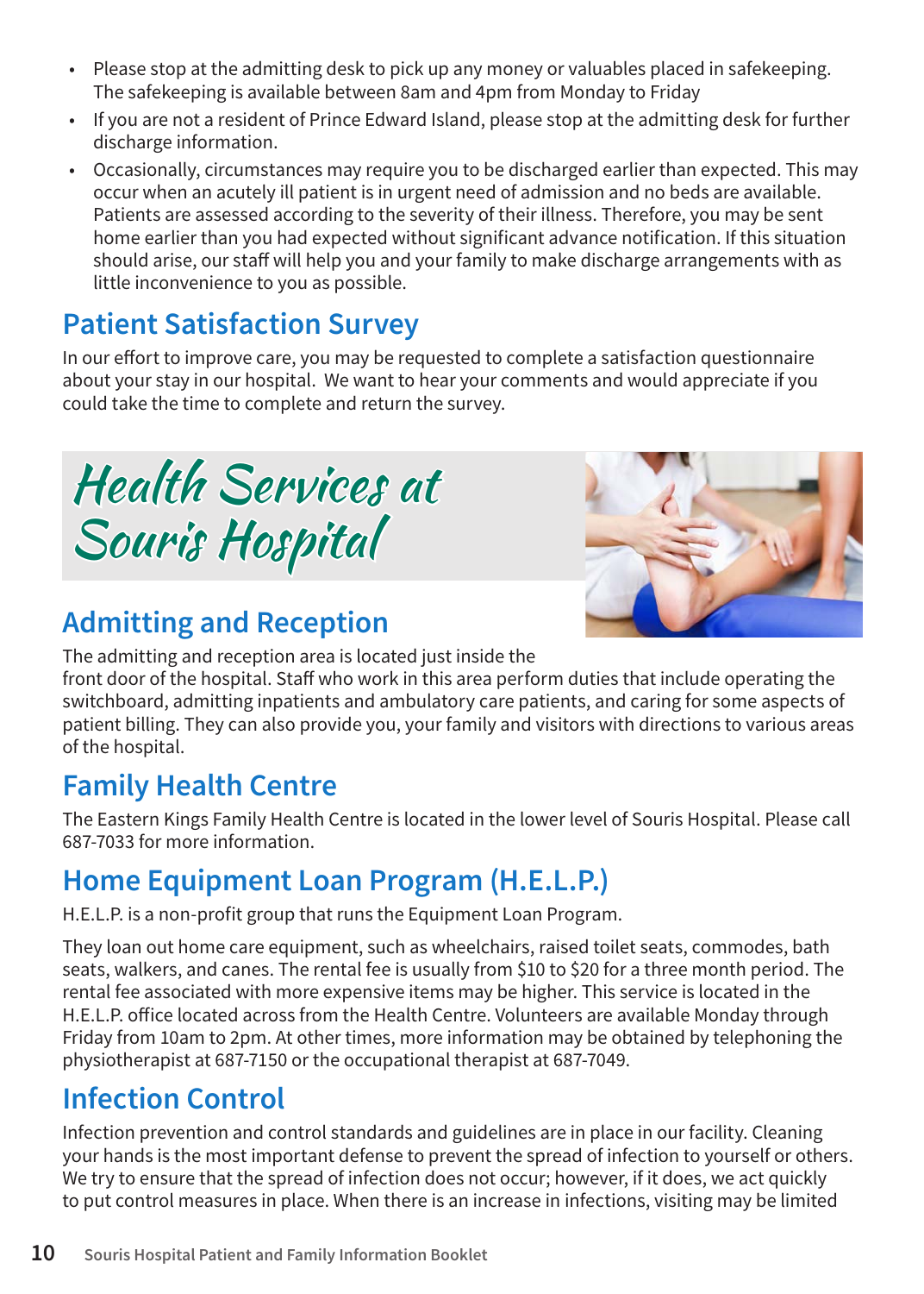- Please stop at the admitting desk to pick up any money or valuables placed in safekeeping. The safekeeping is available between 8am and 4pm from Monday to Friday
- If you are not a resident of Prince Edward Island, please stop at the admitting desk for further discharge information.
- Occasionally, circumstances may require you to be discharged earlier than expected. This may occur when an acutely ill patient is in urgent need of admission and no beds are available. Patients are assessed according to the severity of their illness. Therefore, you may be sent home earlier than you had expected without significant advance notification. If this situation should arise, our staff will help you and your family to make discharge arrangements with as little inconvenience to you as possible.

## Patient Satisfaction Survey

In our effort to improve care, you may be requested to complete a satisfaction questionnaire about your stay in our hospital. We want to hear your comments and would appreciate if you could take the time to complete and return the survey.

# Health Services at Souris Hospital

## Admitting and Reception

The admitting and reception area is located just inside the front door of the hospital. Staff who work in this area perform duties that include operating the switchboard, admitting inpatients and ambulatory care patients, and caring for some aspects of patient billing. They can also provide you, your family and visitors with directions to various areas of the hospital.

## Family Health Centre

The Eastern Kings Family Health Centre is located in the lower level of Souris Hospital. Please call 687-7033 for more information.

## Home Equipment Loan Program (H.E.L.P.)

H.E.L.P. is a non-profit group that runs the Equipment Loan Program.

They loan out home care equipment, such as wheelchairs, raised toilet seats, commodes, bath seats, walkers, and canes. The rental fee is usually from $10 to $20 for a three month period. The rental fee associated with more expensive items may be higher. This service is located in the H.E.L.P. office located across from the Health Centre. Volunteers are available Monday through Friday from 10am to 2pm. At other times, more information may be obtained by telephoning the physiotherapist at 687-7150 or the occupational therapist at 687-7049.

## Infection Control

Infection prevention and control standards and guidelines are in place in our facility. Cleaning your hands is the most important defense to prevent the spread of infection to yourself or others. We try to ensure that the spread of infection does not occur; however, if it does, we act quickly to put control measures in place. When there is an increase in infections, visiting may be limited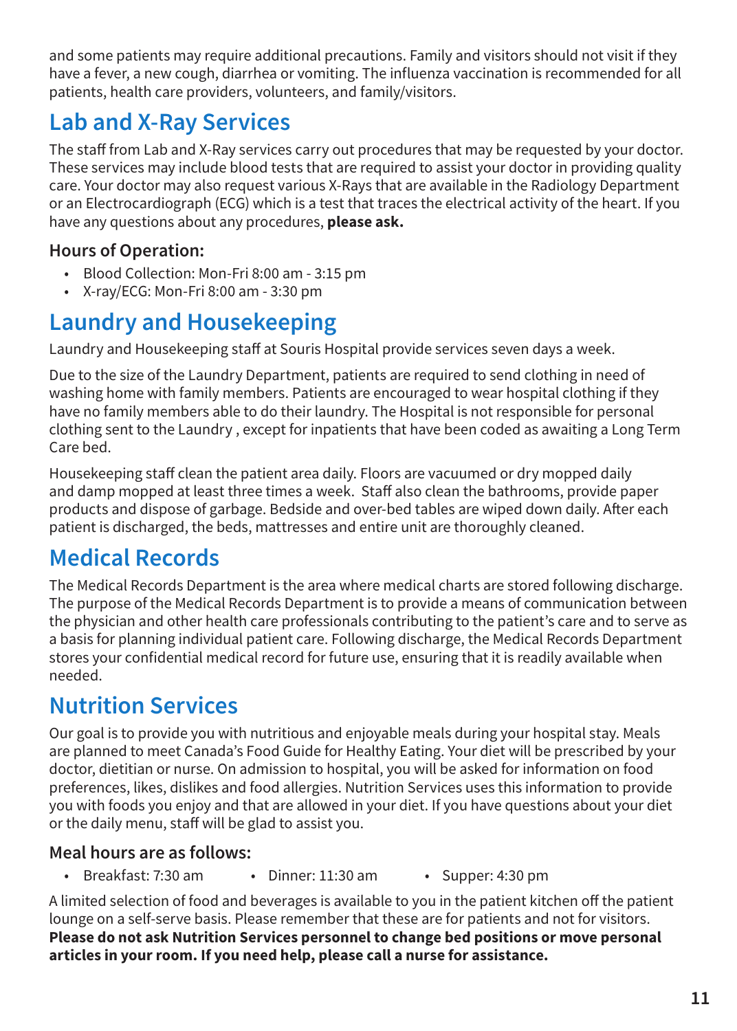and some patients may require additional precautions. Family and visitors should not visit if they have a fever, a new cough, diarrhea or vomiting. The influenza vaccination is recommended for all patients, health care providers, volunteers, and family/visitors.

## Lab and X-Ray Services

The staff from Lab and X-Ray services carry out procedures that may be requested by your doctor. These services may include blood tests that are required to assist your doctor in providing quality care. Your doctor may also request various X-Rays that are available in the Radiology Department or an Electrocardiograph (ECG) which is a test that traces the electrical activity of the heart. If you have any questions about any procedures, **please ask.**

### Hours of Operation:

- Blood Collection: Mon-Fri 8:00 am - 3:15 pm
- X-ray/ECG: Mon-Fri 8:00 am - 3:30 pm

## Laundry and Housekeeping

Laundry and Housekeeping staff at Souris Hospital provide services seven days a week.

Due to the size of the Laundry Department, patients are required to send clothing in need of washing home with family members. Patients are encouraged to wear hospital clothing if they have no family members able to do their laundry. The Hospital is not responsible for personal clothing sent to the Laundry , except for inpatients that have been coded as awaiting a Long Term Care bed.

Housekeeping staff clean the patient area daily. Floors are vacuumed or dry mopped daily and damp mopped at least three times a week. Staff also clean the bathrooms, provide paper products and dispose of garbage. Bedside and over-bed tables are wiped down daily. After each patient is discharged, the beds, mattresses and entire unit are thoroughly cleaned.

## Medical Records

The Medical Records Department is the area where medical charts are stored following discharge. The purpose of the Medical Records Department is to provide a means of communication between the physician and other health care professionals contributing to the patient's care and to serve as a basis for planning individual patient care. Following discharge, the Medical Records Department stores your confidential medical record for future use, ensuring that it is readily available when needed.

## Nutrition Services

Our goal is to provide you with nutritious and enjoyable meals during your hospital stay. Meals are planned to meet Canada's Food Guide for Healthy Eating. Your diet will be prescribed by your doctor, dietitian or nurse. On admission to hospital, you will be asked for information on food preferences, likes, dislikes and food allergies. Nutrition Services uses this information to provide you with foods you enjoy and that are allowed in your diet. If you have questions about your diet or the daily menu, staff will be glad to assist you.

### Meal hours are as follows:

- Breakfast: 7:30 am
- Dinner: 11:30 am
- Supper: 4:30 pm

A limited selection of food and beverages is available to you in the patient kitchen off the patient lounge on a self-serve basis. Please remember that these are for patients and not for visitors. **Please do not ask Nutrition Services personnel to change bed positions or move personal articles in your room. If you need help, please call a nurse for assistance.**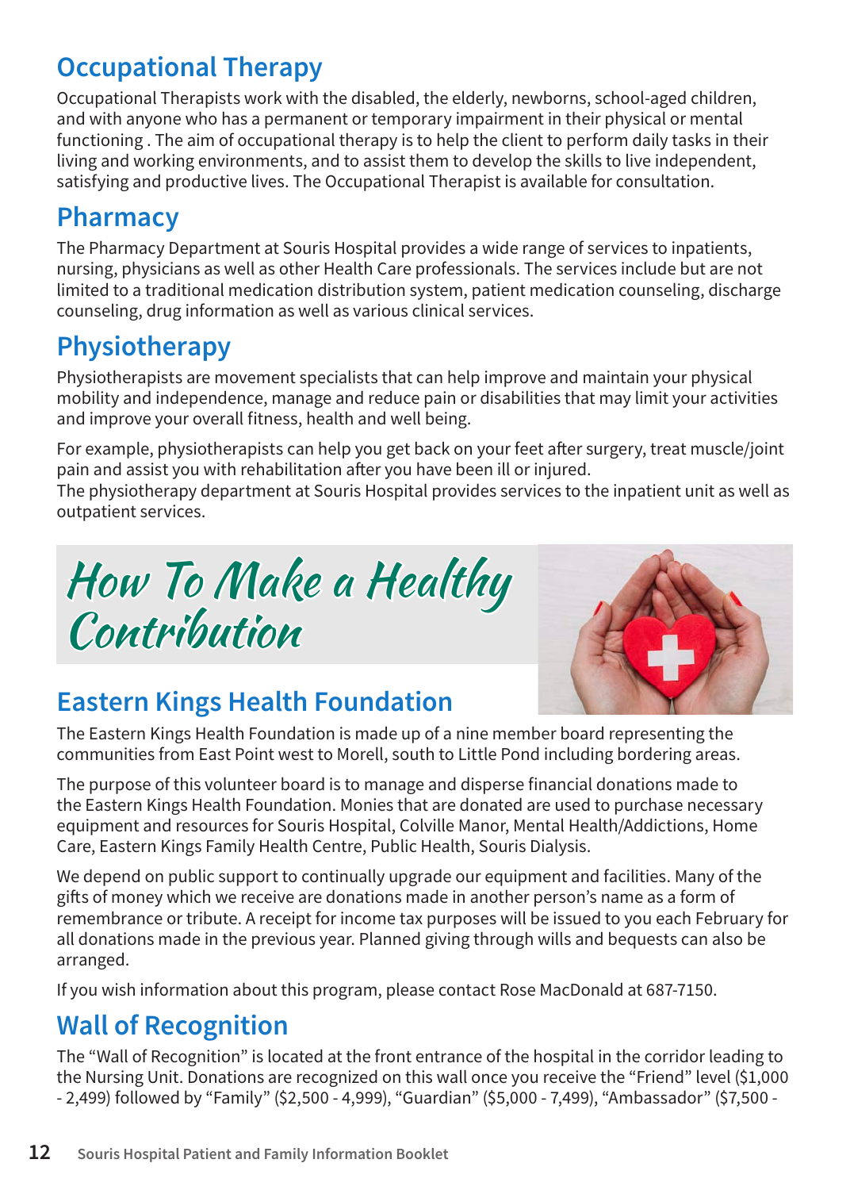## Occupational Therapy

Occupational Therapists work with the disabled, the elderly, newborns, school-aged children, and with anyone who has a permanent or temporary impairment in their physical or mental functioning . The aim of occupational therapy is to help the client to perform daily tasks in their living and working environments, and to assist them to develop the skills to live independent, satisfying and productive lives. The Occupational Therapist is available for consultation.

## Pharmacy

The Pharmacy Department at Souris Hospital provides a wide range of services to inpatients, nursing, physicians as well as other Health Care professionals. The services include but are not limited to a traditional medication distribution system, patient medication counseling, discharge counseling, drug information as well as various clinical services.

## Physiotherapy

Physiotherapists are movement specialists that can help improve and maintain your physical mobility and independence, manage and reduce pain or disabilities that may limit your activities and improve your overall fitness, health and well being.

For example, physiotherapists can help you get back on your feet after surgery, treat muscle/joint pain and assist you with rehabilitation after you have been ill or injured.
The physiotherapy department at Souris Hospital provides services to the inpatient unit as well as outpatient services.

# *How To Make a Healthy Contribution*

## Eastern Kings Health Foundation

The Eastern Kings Health Foundation is made up of a nine member board representing the communities from East Point west to Morell, south to Little Pond including bordering areas.

The purpose of this volunteer board is to manage and disperse financial donations made to the Eastern Kings Health Foundation. Monies that are donated are used to purchase necessary equipment and resources for Souris Hospital, Colville Manor, Mental Health/Addictions, Home Care, Eastern Kings Family Health Centre, Public Health, Souris Dialysis.

We depend on public support to continually upgrade our equipment and facilities. Many of the gifts of money which we receive are donations made in another person's name as a form of remembrance or tribute. A receipt for income tax purposes will be issued to you each February for all donations made in the previous year. Planned giving through wills and bequests can also be arranged.

If you wish information about this program, please contact Rose MacDonald at 687-7150.

## Wall of Recognition

The "Wall of Recognition" is located at the front entrance of the hospital in the corridor leading to the Nursing Unit. Donations are recognized on this wall once you receive the "Friend" level ($1,000 - 2,499) followed by "Family" ($2,500 - 4,999), "Guardian" ($5,000 - 7,499), "Ambassador" ($7,500 -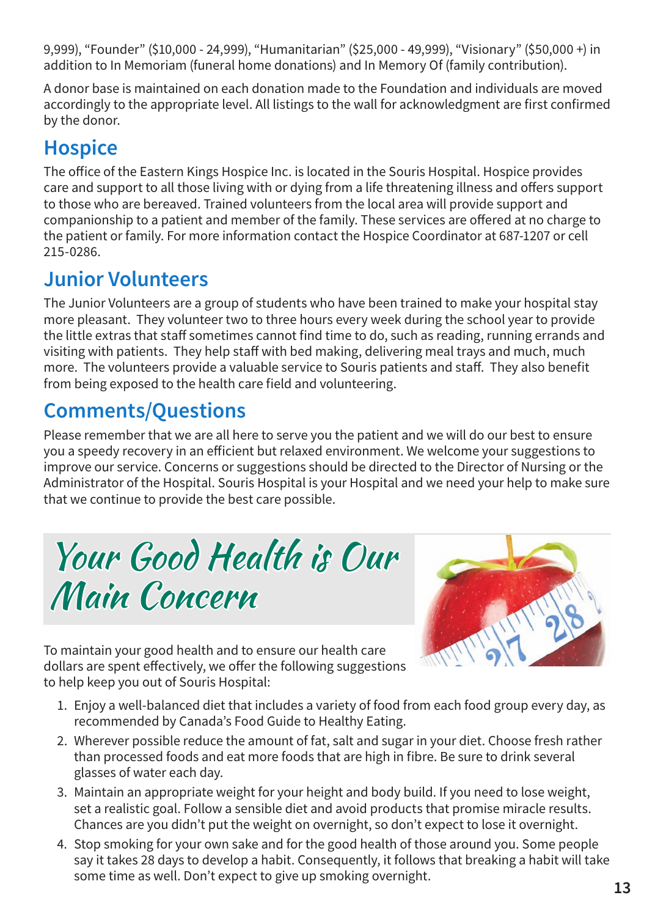9,999), “Founder” ($10,000 - 24,999), “Humanitarian” ($25,000 - 49,999), “Visionary” ($50,000 +) in addition to In Memoriam (funeral home donations) and In Memory Of (family contribution).

A donor base is maintained on each donation made to the Foundation and individuals are moved accordingly to the appropriate level. All listings to the wall for acknowledgment are first confirmed by the donor.

## Hospice

The office of the Eastern Kings Hospice Inc. is located in the Souris Hospital. Hospice provides care and support to all those living with or dying from a life threatening illness and offers support to those who are bereaved. Trained volunteers from the local area will provide support and companionship to a patient and member of the family. These services are offered at no charge to the patient or family. For more information contact the Hospice Coordinator at 687-1207 or cell 215-0286.

## Junior Volunteers

The Junior Volunteers are a group of students who have been trained to make your hospital stay more pleasant. They volunteer two to three hours every week during the school year to provide the little extras that staff sometimes cannot find time to do, such as reading, running errands and visiting with patients. They help staff with bed making, delivering meal trays and much, much more. The volunteers provide a valuable service to Souris patients and staff. They also benefit from being exposed to the health care field and volunteering.

## Comments/Questions

Please remember that we are all here to serve you the patient and we will do our best to ensure you a speedy recovery in an efficient but relaxed environment. We welcome your suggestions to improve our service. Concerns or suggestions should be directed to the Director of Nursing or the Administrator of the Hospital. Souris Hospital is your Hospital and we need your help to make sure that we continue to provide the best care possible.

# Your Good Health is Our Main Concern

To maintain your good health and to ensure our health care dollars are spent effectively, we offer the following suggestions to help keep you out of Souris Hospital:

1. Enjoy a well-balanced diet that includes a variety of food from each food group every day, as recommended by Canada’s Food Guide to Healthy Eating.
2. Wherever possible reduce the amount of fat, salt and sugar in your diet. Choose fresh rather than processed foods and eat more foods that are high in fibre. Be sure to drink several glasses of water each day.
3. Maintain an appropriate weight for your height and body build. If you need to lose weight, set a realistic goal. Follow a sensible diet and avoid products that promise miracle results. Chances are you didn’t put the weight on overnight, so don’t expect to lose it overnight.
4. Stop smoking for your own sake and for the good health of those around you. Some people say it takes 28 days to develop a habit. Consequently, it follows that breaking a habit will take some time as well. Don’t expect to give up smoking overnight.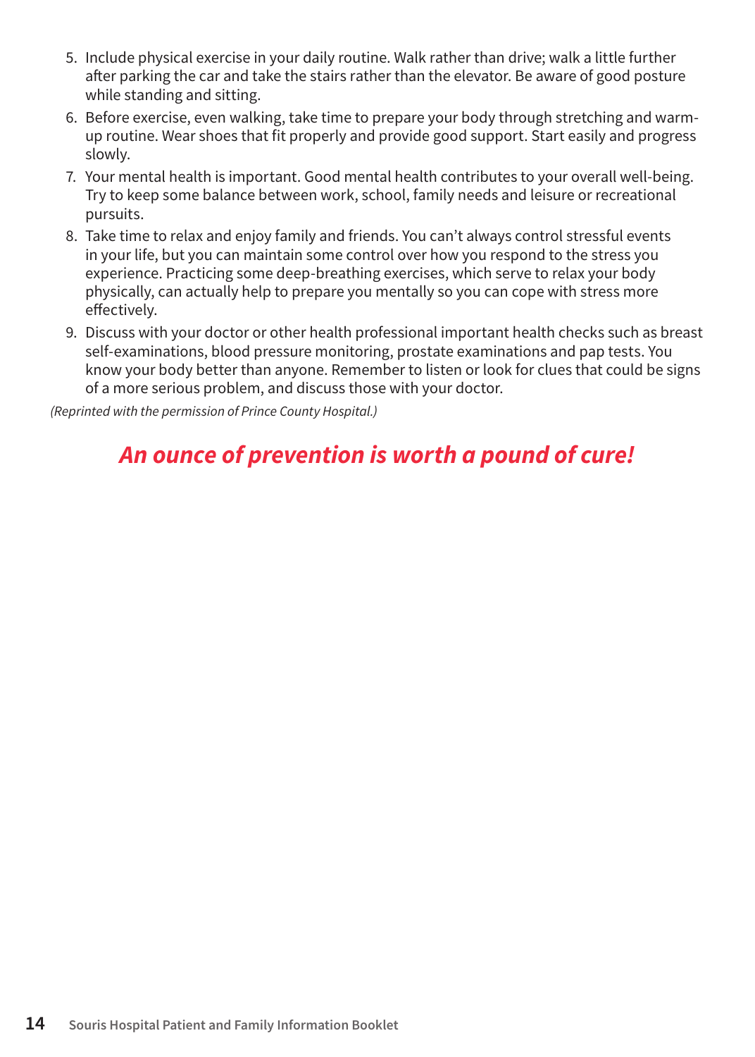5. Include physical exercise in your daily routine. Walk rather than drive; walk a little further after parking the car and take the stairs rather than the elevator. Be aware of good posture while standing and sitting.
6. Before exercise, even walking, take time to prepare your body through stretching and warm-up routine. Wear shoes that fit properly and provide good support. Start easily and progress slowly.
7. Your mental health is important. Good mental health contributes to your overall well-being. Try to keep some balance between work, school, family needs and leisure or recreational pursuits.
8. Take time to relax and enjoy family and friends. You can't always control stressful events in your life, but you can maintain some control over how you respond to the stress you experience. Practicing some deep-breathing exercises, which serve to relax your body physically, can actually help to prepare you mentally so you can cope with stress more effectively.
9. Discuss with your doctor or other health professional important health checks such as breast self-examinations, blood pressure monitoring, prostate examinations and pap tests. You know your body better than anyone. Remember to listen or look for clues that could be signs of a more serious problem, and discuss those with your doctor.

*(Reprinted with the permission of Prince County Hospital.)*

***An ounce of prevention is worth a pound of cure!***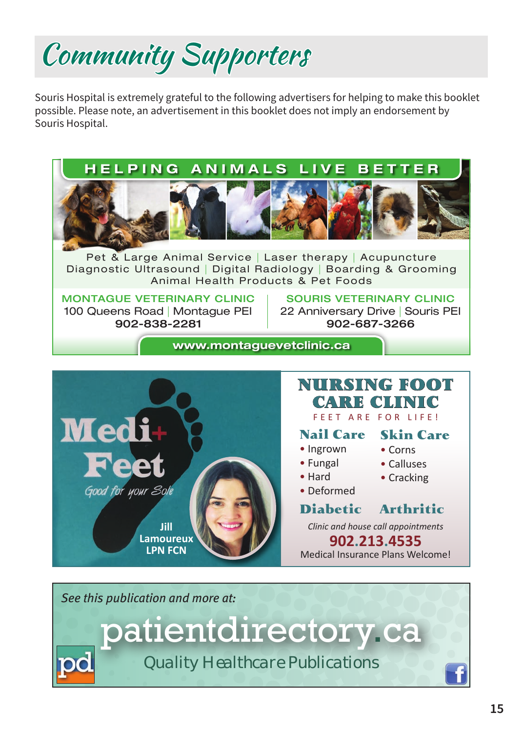# Community Supporters

Souris Hospital is extremely grateful to the following advertisers for helping to make this booklet possible. Please note, an advertisement in this booklet does not imply an endorsement by Souris Hospital.

## HELPING ANIMALS LIVE BETTER

Pet & Large Animal Service | Laser therapy | Acupuncture
Diagnostic Ultrasound | Digital Radiology | Boarding & Grooming
Animal Health Products & Pet Foods

**MONTAGUE VETERINARY CLINIC**
100 Queens Road | Montague PEI
**902-838-2281**

**SOURIS VETERINARY CLINIC**
22 Anniversary Drive | Souris PEI
**902-687-3266**

**www.montaguevetclinic.ca**

---

**Medi+ Feet**
*Good for your Sole*

**Jill Lamoureux LPN FCN**

## NURSING FOOT CARE CLINIC

FEET ARE FOR LIFE!

**Nail Care**
- Ingrown
- Fungal
- Hard
- Deformed

**Skin Care**
- Corns
- Calluses
- Cracking

**Diabetic** **Arthritic**

*Clinic and house call appointments*

**902.213.4535**

Medical Insurance Plans Welcome!

---

*See this publication and more at:*

**patientdirectory.ca**

Quality Healthcare Publications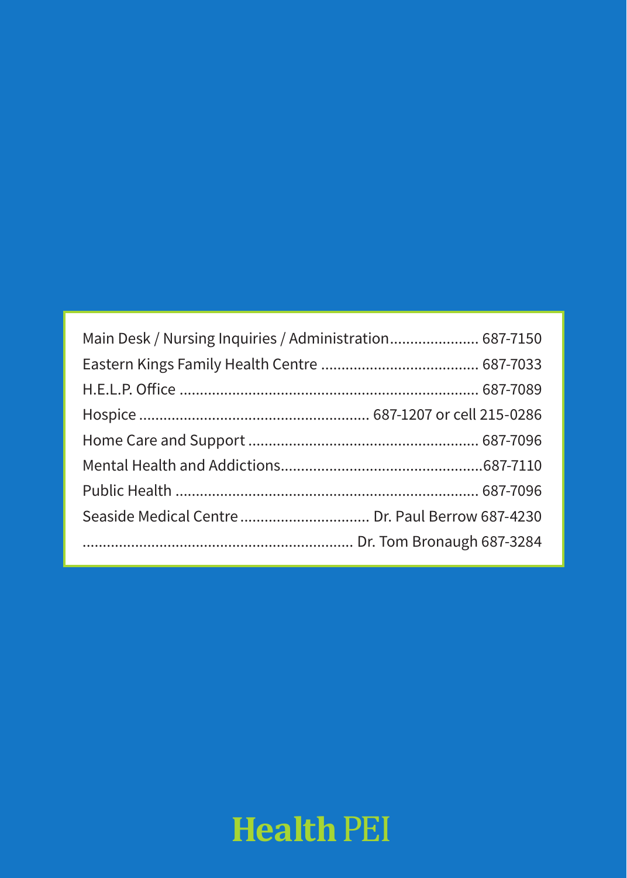| | |
|---|---|
| Main Desk / Nursing Inquiries / Administration | 687-7150 |
| Eastern Kings Family Health Centre | 687-7033 |
| H.E.L.P. Office | 687-7089 |
| Hospice | 687-1207 or cell 215-0286 |
| Home Care and Support | 687-7096 |
| Mental Health and Addictions | 687-7110 |
| Public Health | 687-7096 |
| Seaside Medical Centre | Dr. Paul Berrow 687-4230 |
| | Dr. Tom Bronaugh 687-3284 |

**Health** PEI